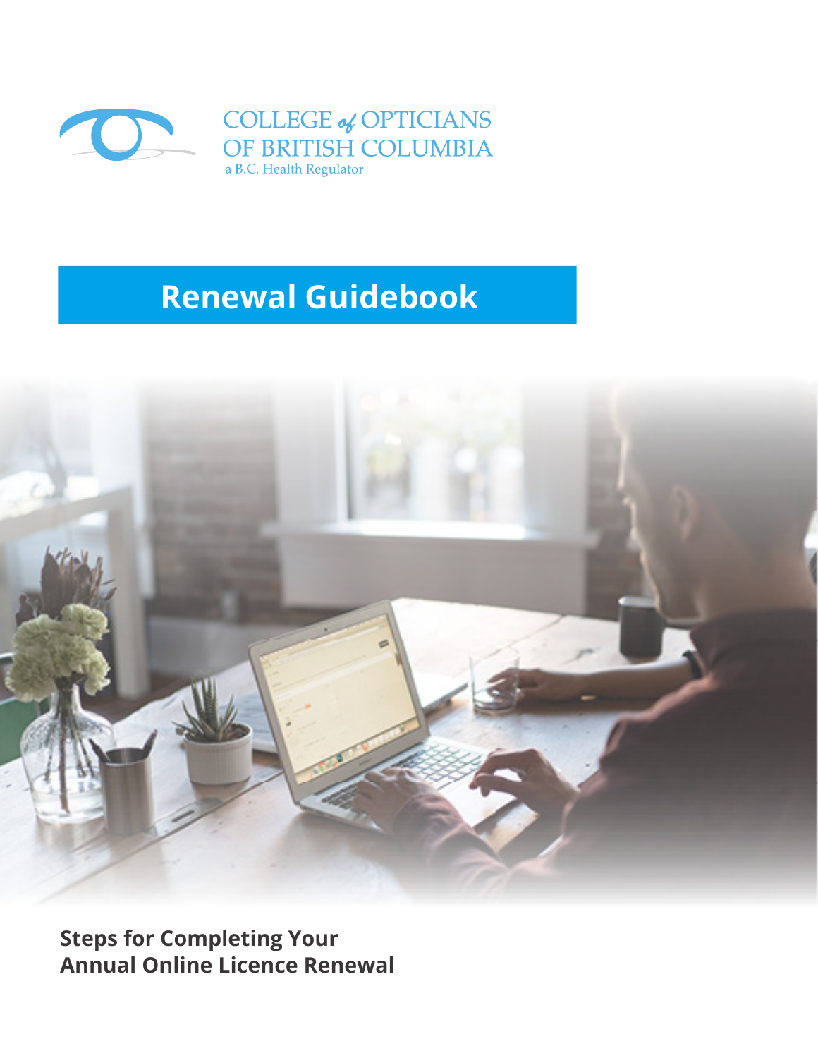COLLEGE of OPTICIANS
OF BRITISH COLUMBIA
a B.C. Health Regulator

# Renewal Guidebook

**Steps for Completing Your**
**Annual Online Licence Renewal**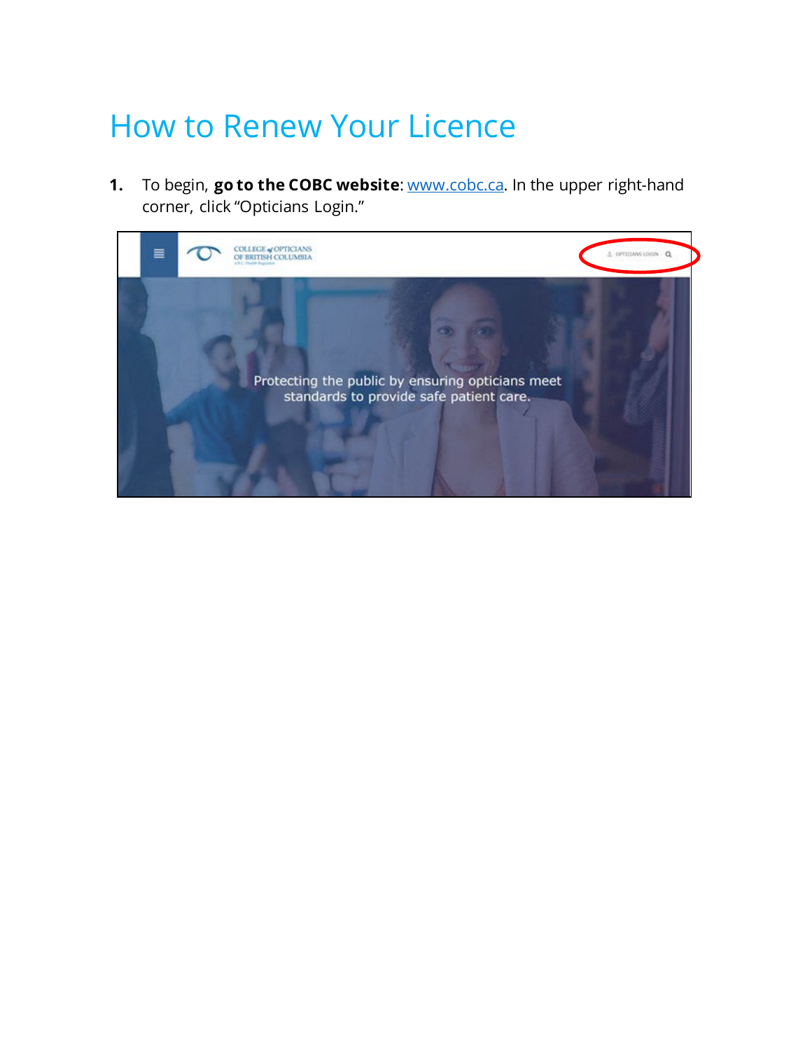# How to Renew Your Licence

1. To begin, **go to the COBC website**: [www.cobc.ca](http://www.cobc.ca). In the upper right-hand corner, click "Opticians Login."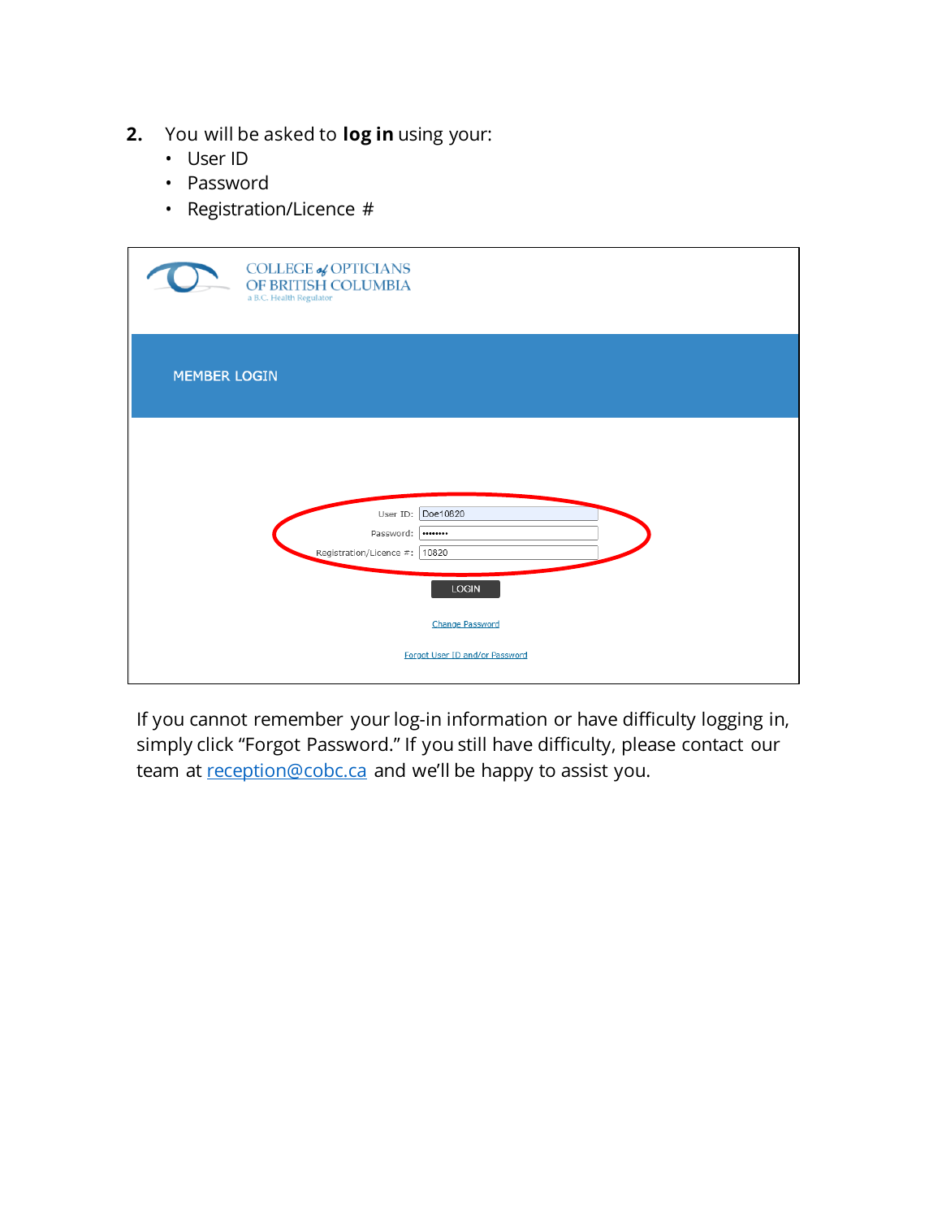2. You will be asked to **log in** using your:
   - User ID
   - Password
   - Registration/Licence #

COLLEGE of OPTICIANS
OF BRITISH COLUMBIA
a B.C. Health Regulator

MEMBER LOGIN

User ID: Doe10820
Password: ••••••••
Registration/Licence #: 10820

LOGIN

Change Password

Forgot User ID and/or Password

If you cannot remember your log-in information or have difficulty logging in, simply click "Forgot Password." If you still have difficulty, please contact our team at reception@cobc.ca and we'll be happy to assist you.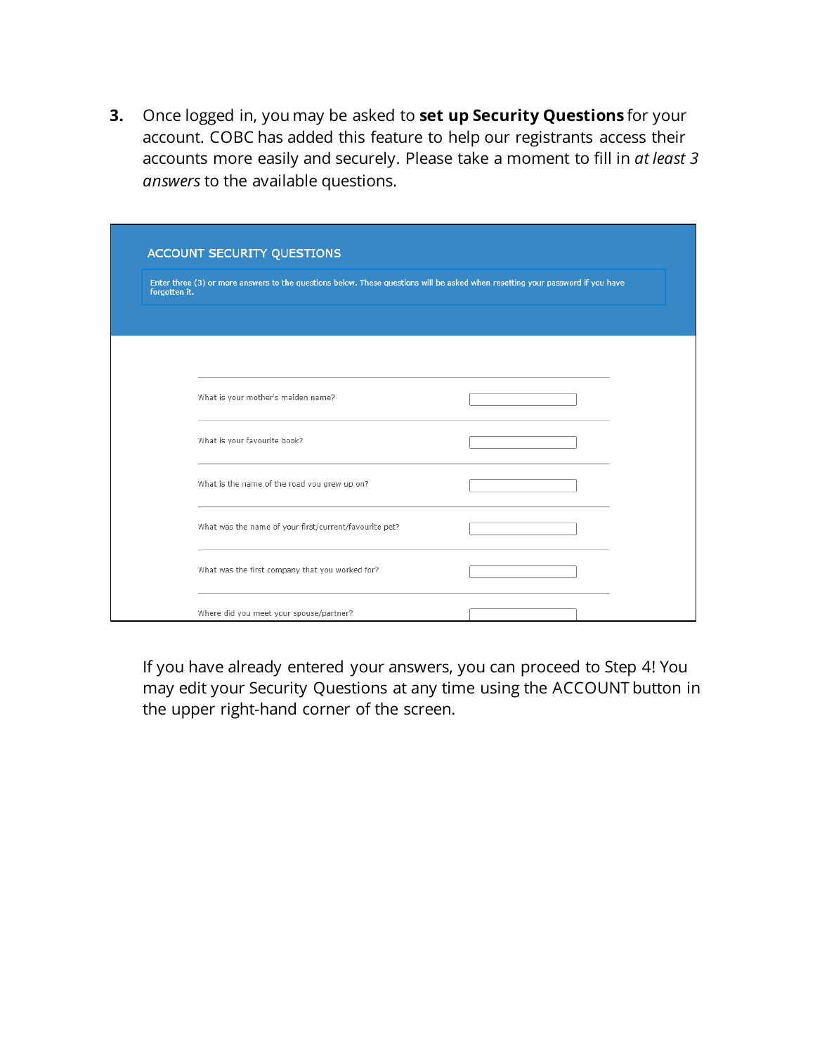3. Once logged in, you may be asked to **set up Security Questions** for your account. COBC has added this feature to help our registrants access their accounts more easily and securely. Please take a moment to fill in *at least 3 answers* to the available questions.

ACCOUNT SECURITY QUESTIONS

Enter three (3) or more answers to the questions below. These questions will be asked when resetting your password if you have forgotten it.

What is your mother's maiden name?

What is your favourite book?

What is the name of the road you grew up on?

What was the name of your first/current/favourite pet?

What was the first company that you worked for?

Where did you meet your spouse/partner?

If you have already entered your answers, you can proceed to Step 4! You may edit your Security Questions at any time using the ACCOUNT button in the upper right-hand corner of the screen.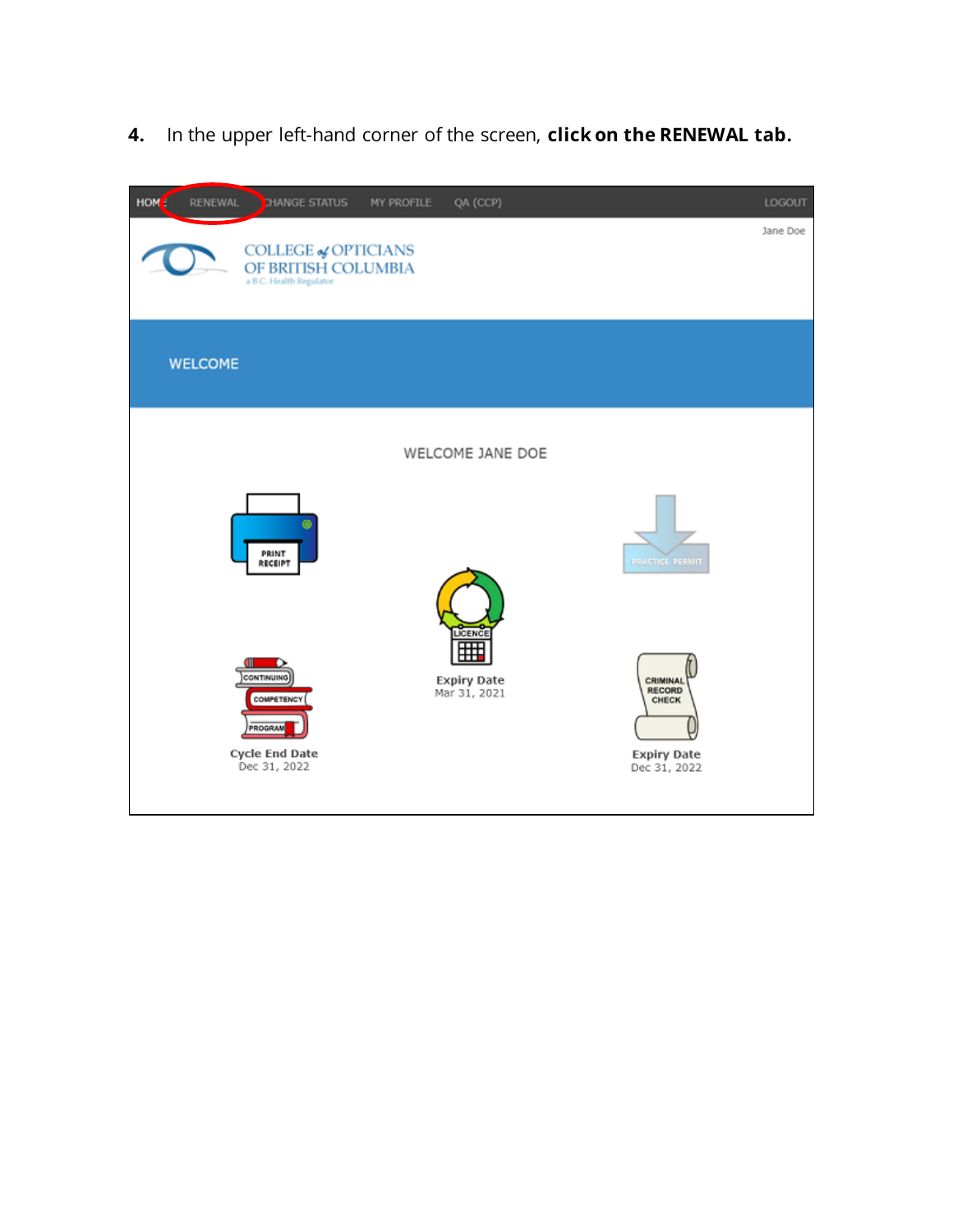4. In the upper left-hand corner of the screen, **click on the RENEWAL tab.**

HOME RENEWAL CHANGE STATUS MY PROFILE QA (CCP) LOGOUT

Jane Doe

COLLEGE of OPTICIANS OF BRITISH COLUMBIA
a B.C. Health Regulator

WELCOME

WELCOME JANE DOE

PRINT RECEIPT

PRACTICE PERMIT

LICENCE
Expiry Date
Mar 31, 2021

CONTINUING COMPETENCY PROGRAM
Cycle End Date
Dec 31, 2022

CRIMINAL RECORD CHECK
Expiry Date
Dec 31, 2022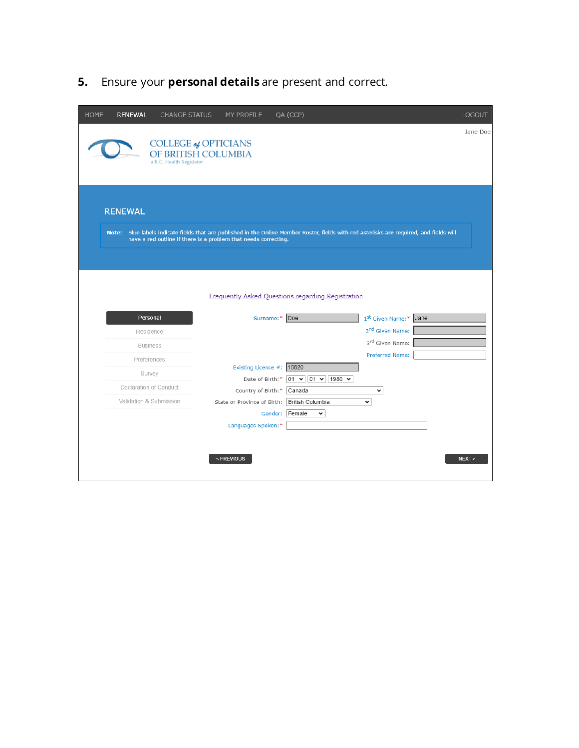5. Ensure your **personal details** are present and correct.

HOME RENEWAL CHANGE STATUS MY PROFILE QA (CCP) LOGOUT

Jane Doe

COLLEGE of OPTICIANS OF BRITISH COLUMBIA
a B.C. Health Regulator

RENEWAL

**Note:** Blue labels indicate fields that are published in the Online Member Roster, fields with red asterisks are required, and fields will have a red outline if there is a problem that needs correcting.

Frequently Asked Questions regarding Registration

- Personal
- Residence
- Business
- Preferences
- Survey
- Declaration of Conduct
- Validation & Submission

Surname:* Doe

1st Given Name:* Jane

2nd Given Name:

3rd Given Name:

Preferred Name:

Existing Licence #: 10620

Date of Birth:* 01 01 1980

Country of Birth:* Canada

State or Province of Birth: British Columbia

Gender: Female

Languages Spoken:*

< PREVIOUS NEXT >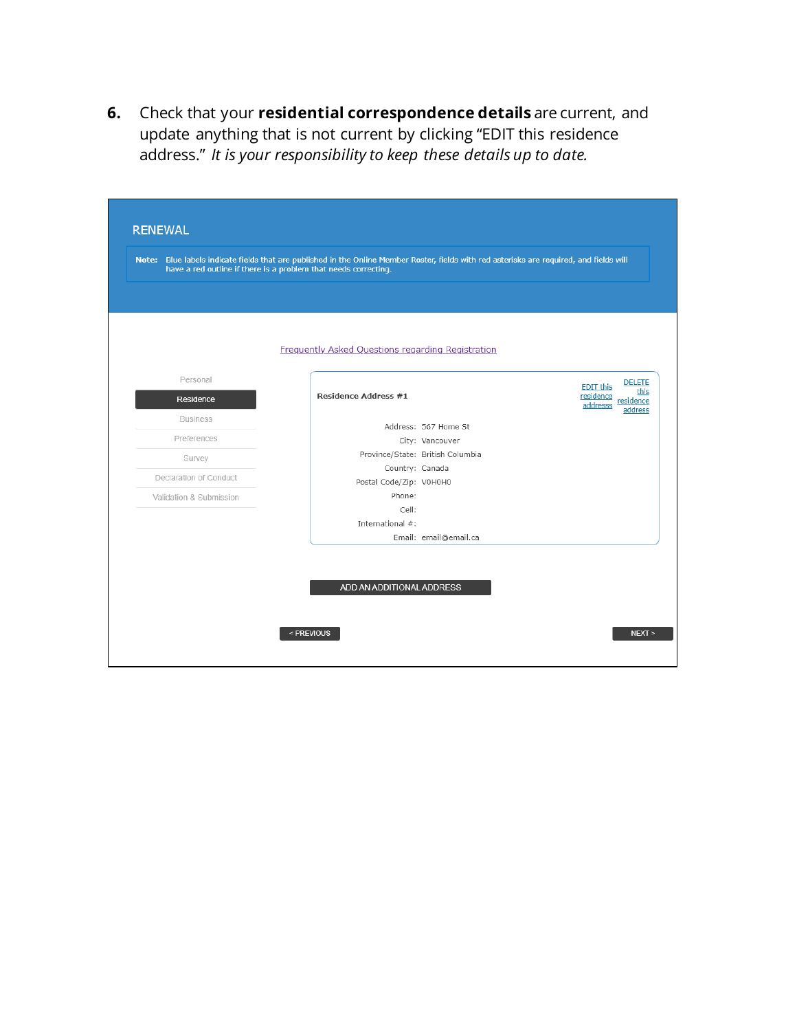6. Check that your **residential correspondence details** are current, and update anything that is not current by clicking "EDIT this residence address." *It is your responsibility to keep these details up to date.*

RENEWAL

**Note:** Blue labels indicate fields that are published in the Online Member Roster, fields with red asterisks are required, and fields will have a red outline if there is a problem that needs correcting.

Frequently Asked Questions regarding Registration

- Personal
- Residence
- Business
- Preferences
- Survey
- Declaration of Conduct
- Validation & Submission

**Residence Address #1**

EDIT this residence addresss | DELETE this residence address

Address: 567 Home St
City: Vancouver
Province/State: British Columbia
Country: Canada
Postal Code/Zip: V0H0H0
Phone:
Cell:
International #:
Email: email@email.ca

ADD AN ADDITIONAL ADDRESS

< PREVIOUS | NEXT >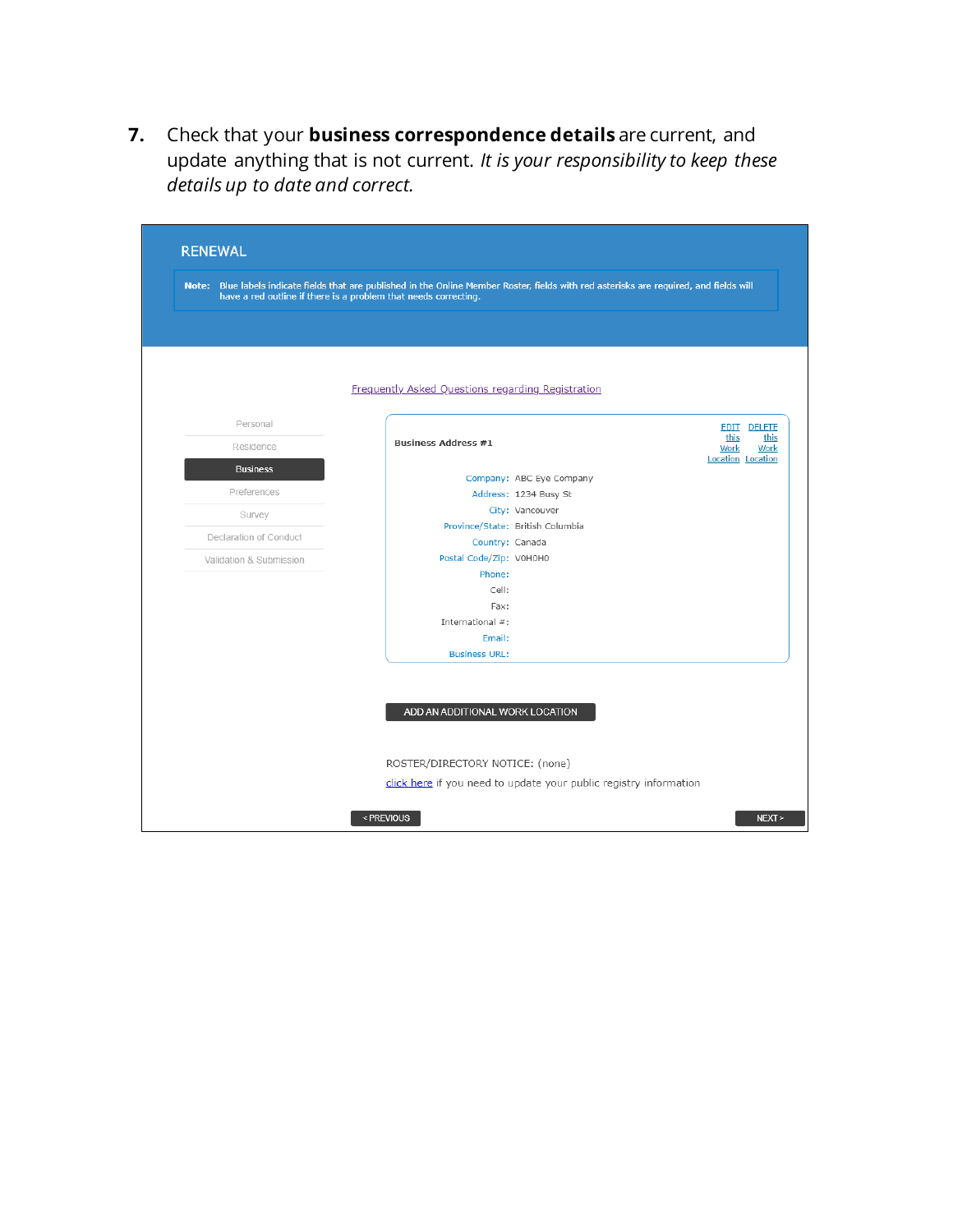7. Check that your **business correspondence details** are current, and update anything that is not current. *It is your responsibility to keep these details up to date and correct.*

RENEWAL

**Note:** Blue labels indicate fields that are published in the Online Member Roster, fields with red asterisks are required, and fields will have a red outline if there is a problem that needs correcting.

Frequently Asked Questions regarding Registration

- Personal
- Residence
- **Business**
- Preferences
- Survey
- Declaration of Conduct
- Validation & Submission

**Business Address #1** — EDIT this Work Location | DELETE this Work Location

| | |
|---|---|
| Company: | ABC Eye Company |
| Address: | 1234 Busy St |
| City: | Vancouver |
| Province/State: | British Columbia |
| Country: | Canada |
| Postal Code/Zip: | V0H0H0 |
| Phone: | |
| Cell: | |
| Fax: | |
| International #: | |
| Email: | |
| Business URL: | |

ADD AN ADDITIONAL WORK LOCATION

ROSTER/DIRECTORY NOTICE: (none)

click here if you need to update your public registry information

< PREVIOUS NEXT >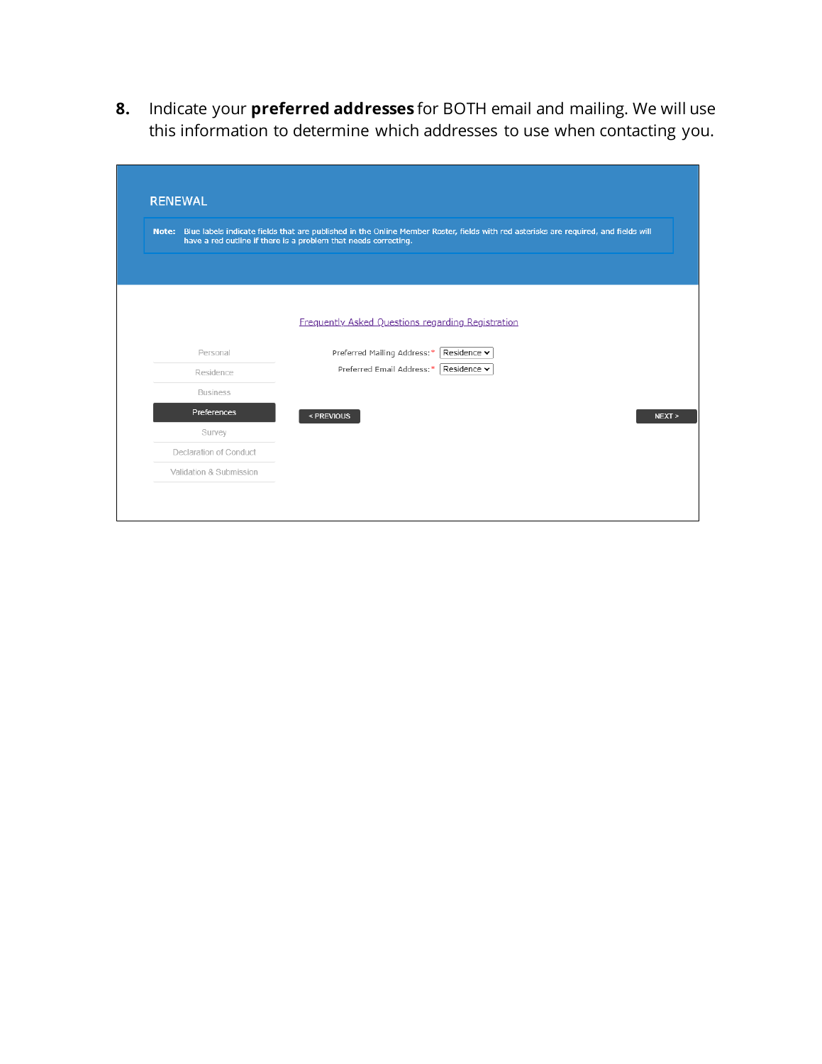8. Indicate your **preferred addresses** for BOTH email and mailing. We will use this information to determine which addresses to use when contacting you.

RENEWAL

**Note:** Blue labels indicate fields that are published in the Online Member Roster, fields with red asterisks are required, and fields will have a red outline if there is a problem that needs correcting.

Frequently Asked Questions regarding Registration

- Personal
- Residence
- Business
- Preferences
- Survey
- Declaration of Conduct
- Validation & Submission

Preferred Mailing Address:* Residence

Preferred Email Address:* Residence

< PREVIOUS

NEXT >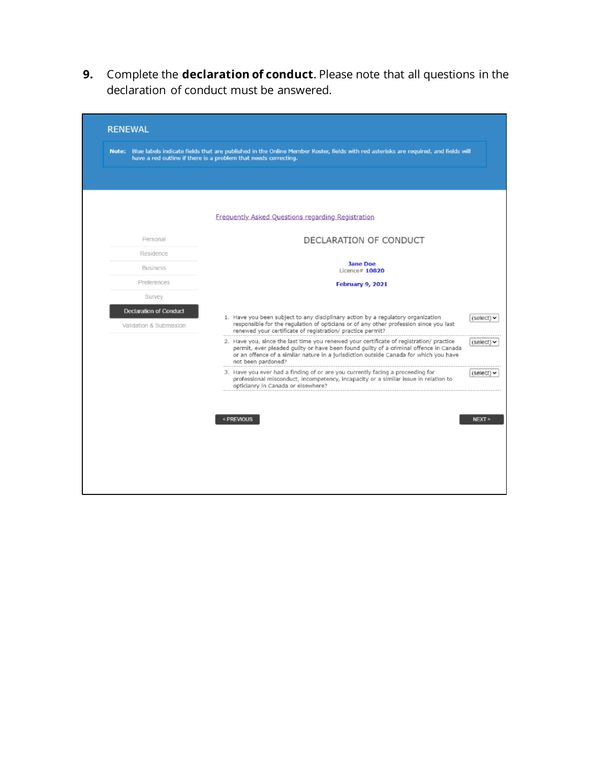9. Complete the **declaration of conduct**. Please note that all questions in the declaration of conduct must be answered.

RENEWAL

**Note:** Blue labels indicate fields that are published in the Online Member Roster, fields with red asterisks are required, and fields will have a red outline if there is a problem that needs correcting.

Frequently Asked Questions regarding Registration

- Personal
- Residence
- Business
- Preferences
- Survey
- Declaration of Conduct
- Validation & Submission

DECLARATION OF CONDUCT

Jane Doe
Licence# 10820

February 9, 2021

1. Have you been subject to any disciplinary action by a regulatory organization responsible for the regulation of opticians or of any other profession since you last renewed your certificate of registration/ practice permit? (select)
2. Have you, since the last time you renewed your certificate of registration/ practice permit, ever pleaded guilty or have been found guilty of a criminal offence in Canada or an offence of a similar nature in a jurisdiction outside Canada for which you have not been pardoned? (select)
3. Have you ever had a finding of or are you currently facing a proceeding for professional misconduct, incompetency, incapacity or a similar issue in relation to opticianry in Canada or elsewhere? (select)

< PREVIOUS

NEXT >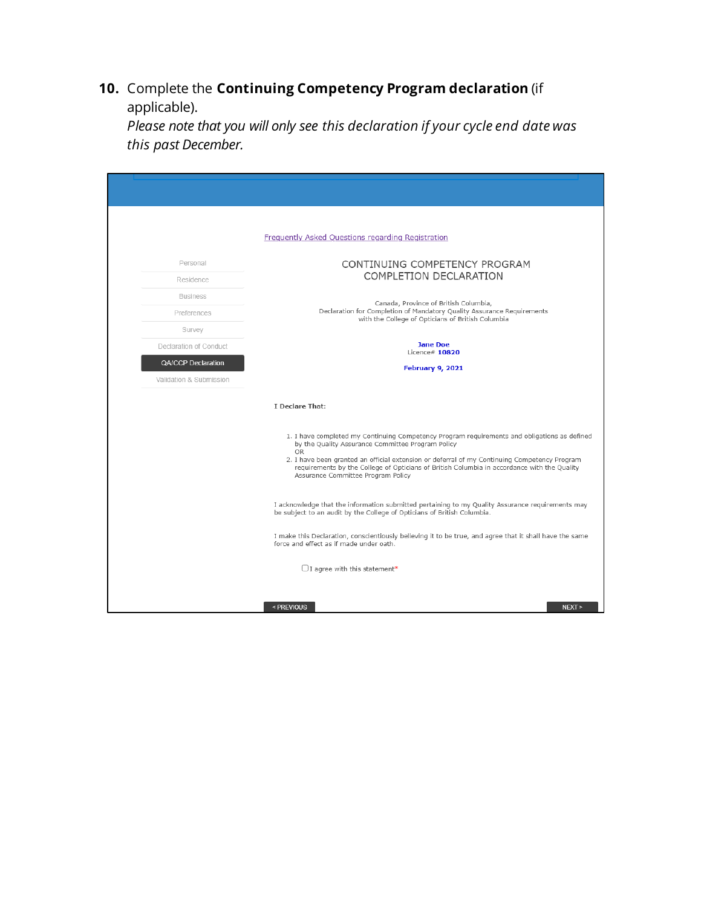**10.** Complete the **Continuing Competency Program declaration** (if applicable).
*Please note that you will only see this declaration if your cycle end date was this past December.*

Frequently Asked Questions regarding Registration

- Personal
- Residence
- Business
- Preferences
- Survey
- Declaration of Conduct
- QA/CCP Declaration
- Validation & Submission

CONTINUING COMPETENCY PROGRAM
COMPLETION DECLARATION

Canada, Province of British Columbia,
Declaration for Completion of Mandatory Quality Assurance Requirements
with the College of Opticians of British Columbia

**Jane Doe**
Licence# **10820**

**February 9, 2021**

**I Declare That:**

1. I have completed my Continuing Competency Program requirements and obligations as defined by the Quality Assurance Committee Program Policy
   OR
2. I have been granted an official extension or deferral of my Continuing Competency Program requirements by the College of Opticians of British Columbia in accordance with the Quality Assurance Committee Program Policy

I acknowledge that the information submitted pertaining to my Quality Assurance requirements may be subject to an audit by the College of Opticians of British Columbia.

I make this Declaration, conscientiously believing it to be true, and agree that it shall have the same force and effect as if made under oath.

☐ I agree with this statement*

< PREVIOUS NEXT >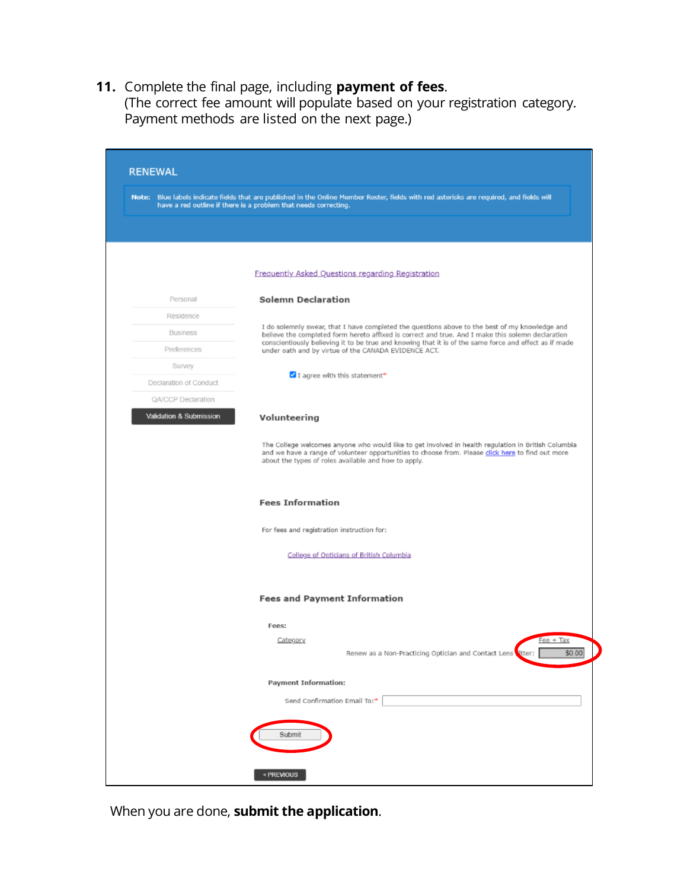11. Complete the final page, including **payment of fees**.
    (The correct fee amount will populate based on your registration category. Payment methods are listed on the next page.)

RENEWAL

**Note:** Blue labels indicate fields that are published in the Online Member Roster, fields with red asterisks are required, and fields will have a red outline if there is a problem that needs correcting.

- Personal
- Residence
- Business
- Preferences
- Survey
- Declaration of Conduct
- QA/CCP Declaration
- Validation & Submission

Frequently Asked Questions regarding Registration

**Solemn Declaration**

I do solemnly swear, that I have completed the questions above to the best of my knowledge and believe the completed form hereto affixed is correct and true. And I make this solemn declaration conscientiously believing it to be true and knowing that it is of the same force and effect as if made under oath and by virtue of the CANADA EVIDENCE ACT.

☑ I agree with this statement*

**Volunteering**

The College welcomes anyone who would like to get involved in health regulation in British Columbia and we have a range of volunteer opportunities to choose from. Please click here to find out more about the types of roles available and how to apply.

**Fees Information**

For fees and registration instruction for:

College of Opticians of British Columbia

**Fees and Payment Information**

**Fees:**

| Category | Fee + Tax |
|---|---|
| Renew as a Non-Practicing Optician and Contact Lens Fitter: | $0.00 |

**Payment Information:**

Send Confirmation Email To:*

Submit

< PREVIOUS

When you are done, **submit the application**.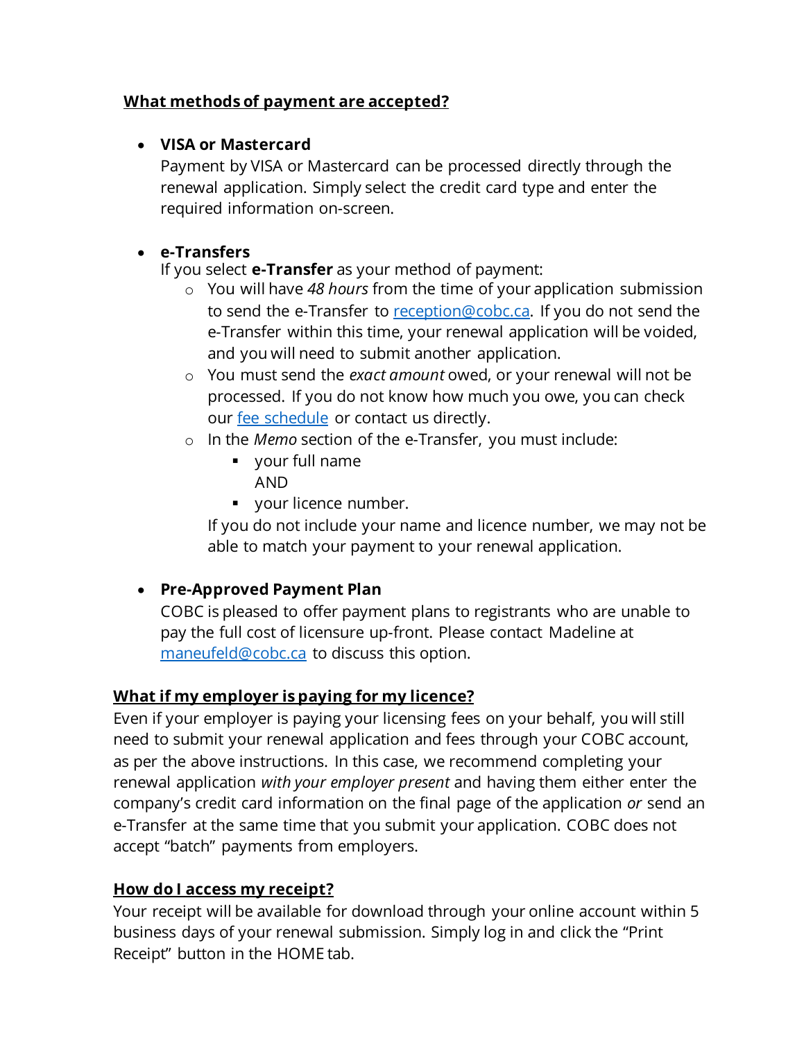## What methods of payment are accepted?

- **VISA or Mastercard**
  Payment by VISA or Mastercard can be processed directly through the renewal application. Simply select the credit card type and enter the required information on-screen.

- **e-Transfers**
  If you select **e-Transfer** as your method of payment:
  - You will have *48 hours* from the time of your application submission to send the e-Transfer to reception@cobc.ca. If you do not send the e-Transfer within this time, your renewal application will be voided, and you will need to submit another application.
  - You must send the *exact amount* owed, or your renewal will not be processed. If you do not know how much you owe, you can check our fee schedule or contact us directly.
  - In the *Memo* section of the e-Transfer, you must include:
    - your full name
      AND
    - your licence number.

    If you do not include your name and licence number, we may not be able to match your payment to your renewal application.

- **Pre-Approved Payment Plan**
  COBC is pleased to offer payment plans to registrants who are unable to pay the full cost of licensure up-front. Please contact Madeline at maneufeld@cobc.ca to discuss this option.

## What if my employer is paying for my licence?

Even if your employer is paying your licensing fees on your behalf, you will still need to submit your renewal application and fees through your COBC account, as per the above instructions. In this case, we recommend completing your renewal application *with your employer present* and having them either enter the company's credit card information on the final page of the application *or* send an e-Transfer at the same time that you submit your application. COBC does not accept "batch" payments from employers.

## How do I access my receipt?

Your receipt will be available for download through your online account within 5 business days of your renewal submission. Simply log in and click the "Print Receipt" button in the HOME tab.